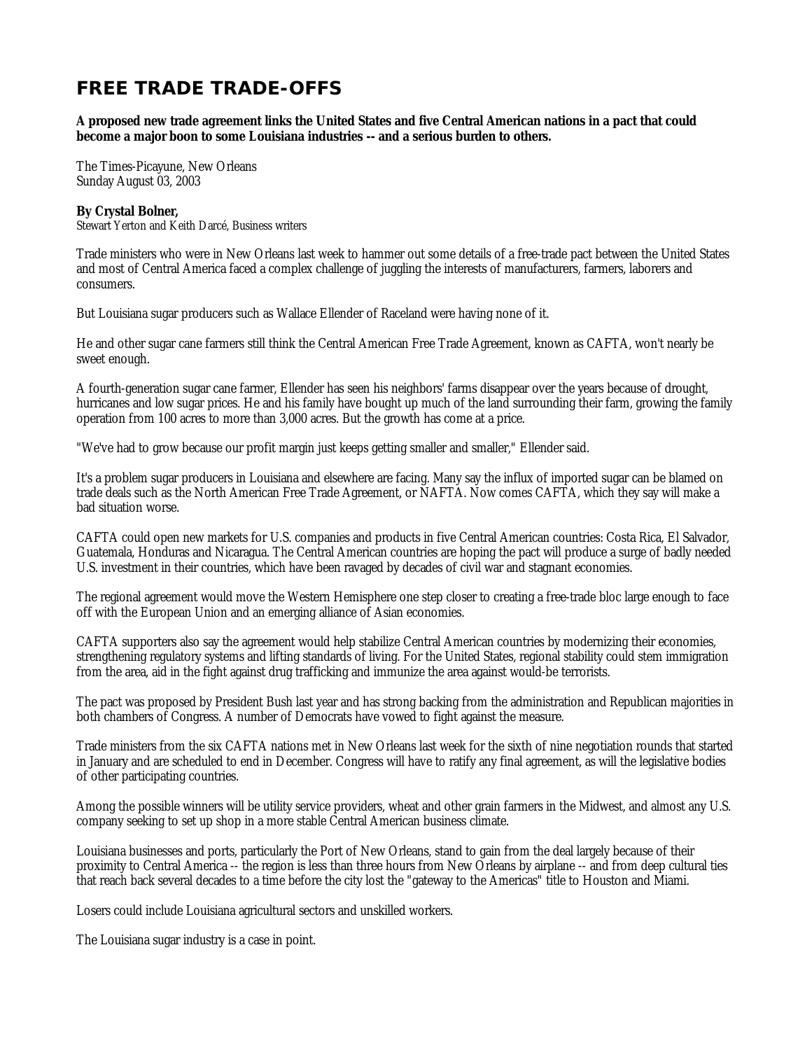# FREE TRADE TRADE-OFFS

**A proposed new trade agreement links the United States and five Central American nations in a pact that could become a major boon to some Louisiana industries -- and a serious burden to others.**

The Times-Picayune, New Orleans
Sunday August 03, 2003

**By Crystal Bolner,**
Stewart Yerton and Keith Darcé, Business writers

Trade ministers who were in New Orleans last week to hammer out some details of a free-trade pact between the United States and most of Central America faced a complex challenge of juggling the interests of manufacturers, farmers, laborers and consumers.

But Louisiana sugar producers such as Wallace Ellender of Raceland were having none of it.

He and other sugar cane farmers still think the Central American Free Trade Agreement, known as CAFTA, won't nearly be sweet enough.

A fourth-generation sugar cane farmer, Ellender has seen his neighbors' farms disappear over the years because of drought, hurricanes and low sugar prices. He and his family have bought up much of the land surrounding their farm, growing the family operation from 100 acres to more than 3,000 acres. But the growth has come at a price.

"We've had to grow because our profit margin just keeps getting smaller and smaller," Ellender said.

It's a problem sugar producers in Louisiana and elsewhere are facing. Many say the influx of imported sugar can be blamed on trade deals such as the North American Free Trade Agreement, or NAFTA. Now comes CAFTA, which they say will make a bad situation worse.

CAFTA could open new markets for U.S. companies and products in five Central American countries: Costa Rica, El Salvador, Guatemala, Honduras and Nicaragua. The Central American countries are hoping the pact will produce a surge of badly needed U.S. investment in their countries, which have been ravaged by decades of civil war and stagnant economies.

The regional agreement would move the Western Hemisphere one step closer to creating a free-trade bloc large enough to face off with the European Union and an emerging alliance of Asian economies.

CAFTA supporters also say the agreement would help stabilize Central American countries by modernizing their economies, strengthening regulatory systems and lifting standards of living. For the United States, regional stability could stem immigration from the area, aid in the fight against drug trafficking and immunize the area against would-be terrorists.

The pact was proposed by President Bush last year and has strong backing from the administration and Republican majorities in both chambers of Congress. A number of Democrats have vowed to fight against the measure.

Trade ministers from the six CAFTA nations met in New Orleans last week for the sixth of nine negotiation rounds that started in January and are scheduled to end in December. Congress will have to ratify any final agreement, as will the legislative bodies of other participating countries.

Among the possible winners will be utility service providers, wheat and other grain farmers in the Midwest, and almost any U.S. company seeking to set up shop in a more stable Central American business climate.

Louisiana businesses and ports, particularly the Port of New Orleans, stand to gain from the deal largely because of their proximity to Central America -- the region is less than three hours from New Orleans by airplane -- and from deep cultural ties that reach back several decades to a time before the city lost the "gateway to the Americas" title to Houston and Miami.

Losers could include Louisiana agricultural sectors and unskilled workers.

The Louisiana sugar industry is a case in point.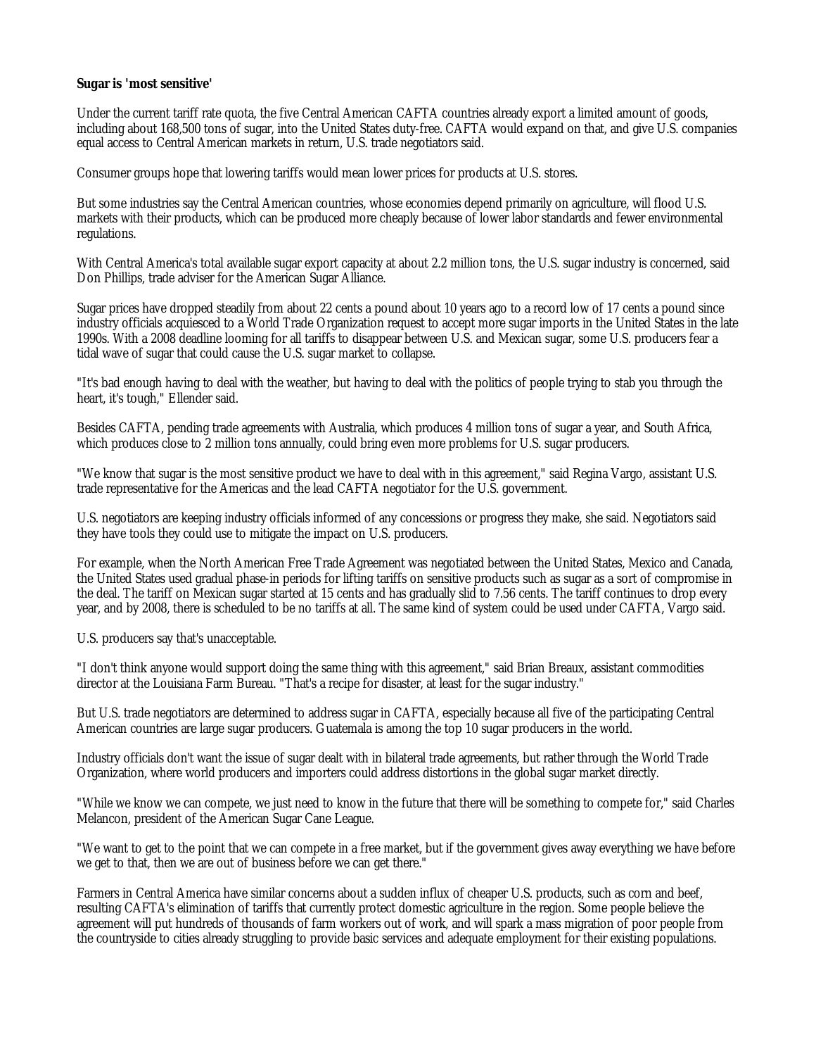**Sugar is 'most sensitive'**

Under the current tariff rate quota, the five Central American CAFTA countries already export a limited amount of goods, including about 168,500 tons of sugar, into the United States duty-free. CAFTA would expand on that, and give U.S. companies equal access to Central American markets in return, U.S. trade negotiators said.

Consumer groups hope that lowering tariffs would mean lower prices for products at U.S. stores.

But some industries say the Central American countries, whose economies depend primarily on agriculture, will flood U.S. markets with their products, which can be produced more cheaply because of lower labor standards and fewer environmental regulations.

With Central America's total available sugar export capacity at about 2.2 million tons, the U.S. sugar industry is concerned, said Don Phillips, trade adviser for the American Sugar Alliance.

Sugar prices have dropped steadily from about 22 cents a pound about 10 years ago to a record low of 17 cents a pound since industry officials acquiesced to a World Trade Organization request to accept more sugar imports in the United States in the late 1990s. With a 2008 deadline looming for all tariffs to disappear between U.S. and Mexican sugar, some U.S. producers fear a tidal wave of sugar that could cause the U.S. sugar market to collapse.

"It's bad enough having to deal with the weather, but having to deal with the politics of people trying to stab you through the heart, it's tough," Ellender said.

Besides CAFTA, pending trade agreements with Australia, which produces 4 million tons of sugar a year, and South Africa, which produces close to 2 million tons annually, could bring even more problems for U.S. sugar producers.

"We know that sugar is the most sensitive product we have to deal with in this agreement," said Regina Vargo, assistant U.S. trade representative for the Americas and the lead CAFTA negotiator for the U.S. government.

U.S. negotiators are keeping industry officials informed of any concessions or progress they make, she said. Negotiators said they have tools they could use to mitigate the impact on U.S. producers.

For example, when the North American Free Trade Agreement was negotiated between the United States, Mexico and Canada, the United States used gradual phase-in periods for lifting tariffs on sensitive products such as sugar as a sort of compromise in the deal. The tariff on Mexican sugar started at 15 cents and has gradually slid to 7.56 cents. The tariff continues to drop every year, and by 2008, there is scheduled to be no tariffs at all. The same kind of system could be used under CAFTA, Vargo said.

U.S. producers say that's unacceptable.

"I don't think anyone would support doing the same thing with this agreement," said Brian Breaux, assistant commodities director at the Louisiana Farm Bureau. "That's a recipe for disaster, at least for the sugar industry."

But U.S. trade negotiators are determined to address sugar in CAFTA, especially because all five of the participating Central American countries are large sugar producers. Guatemala is among the top 10 sugar producers in the world.

Industry officials don't want the issue of sugar dealt with in bilateral trade agreements, but rather through the World Trade Organization, where world producers and importers could address distortions in the global sugar market directly.

"While we know we can compete, we just need to know in the future that there will be something to compete for," said Charles Melancon, president of the American Sugar Cane League.

"We want to get to the point that we can compete in a free market, but if the government gives away everything we have before we get to that, then we are out of business before we can get there."

Farmers in Central America have similar concerns about a sudden influx of cheaper U.S. products, such as corn and beef, resulting CAFTA's elimination of tariffs that currently protect domestic agriculture in the region. Some people believe the agreement will put hundreds of thousands of farm workers out of work, and will spark a mass migration of poor people from the countryside to cities already struggling to provide basic services and adequate employment for their existing populations.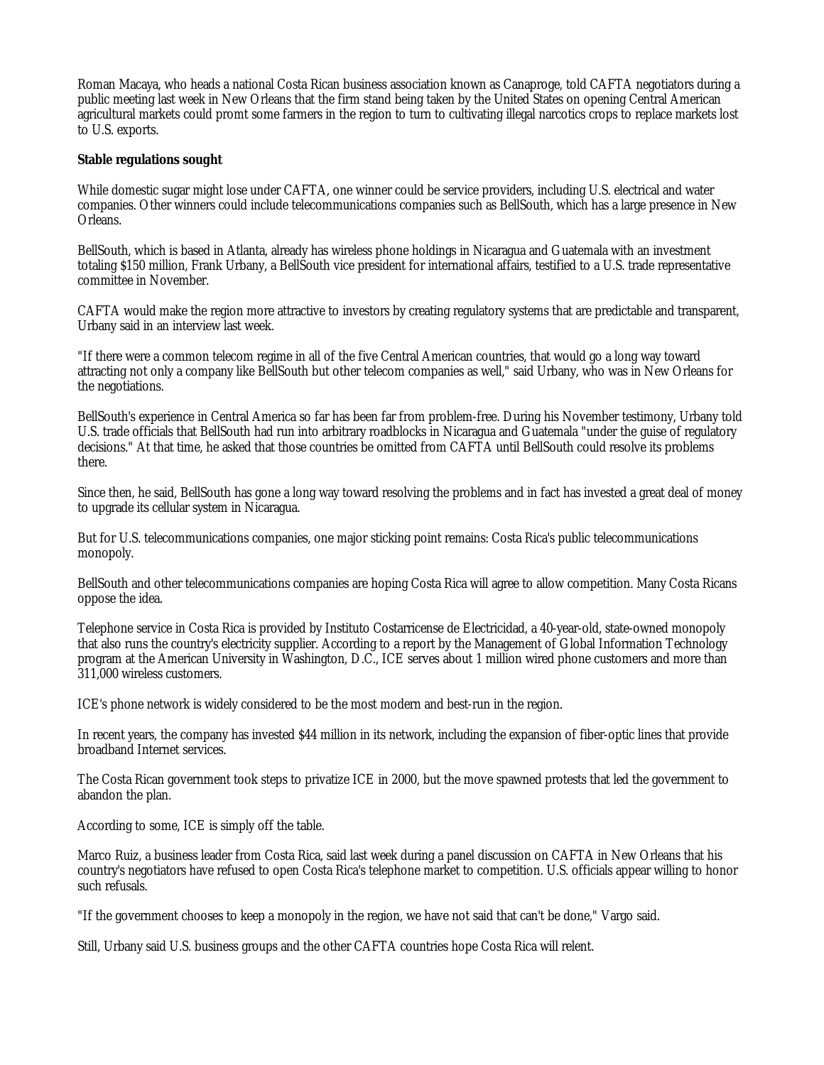Roman Macaya, who heads a national Costa Rican business association known as Canaproge, told CAFTA negotiators during a public meeting last week in New Orleans that the firm stand being taken by the United States on opening Central American agricultural markets could promt some farmers in the region to turn to cultivating illegal narcotics crops to replace markets lost to U.S. exports.

**Stable regulations sought**

While domestic sugar might lose under CAFTA, one winner could be service providers, including U.S. electrical and water companies. Other winners could include telecommunications companies such as BellSouth, which has a large presence in New Orleans.

BellSouth, which is based in Atlanta, already has wireless phone holdings in Nicaragua and Guatemala with an investment totaling $150 million, Frank Urbany, a BellSouth vice president for international affairs, testified to a U.S. trade representative committee in November.

CAFTA would make the region more attractive to investors by creating regulatory systems that are predictable and transparent, Urbany said in an interview last week.

"If there were a common telecom regime in all of the five Central American countries, that would go a long way toward attracting not only a company like BellSouth but other telecom companies as well," said Urbany, who was in New Orleans for the negotiations.

BellSouth's experience in Central America so far has been far from problem-free. During his November testimony, Urbany told U.S. trade officials that BellSouth had run into arbitrary roadblocks in Nicaragua and Guatemala "under the guise of regulatory decisions." At that time, he asked that those countries be omitted from CAFTA until BellSouth could resolve its problems there.

Since then, he said, BellSouth has gone a long way toward resolving the problems and in fact has invested a great deal of money to upgrade its cellular system in Nicaragua.

But for U.S. telecommunications companies, one major sticking point remains: Costa Rica's public telecommunications monopoly.

BellSouth and other telecommunications companies are hoping Costa Rica will agree to allow competition. Many Costa Ricans oppose the idea.

Telephone service in Costa Rica is provided by Instituto Costarricense de Electricidad, a 40-year-old, state-owned monopoly that also runs the country's electricity supplier. According to a report by the Management of Global Information Technology program at the American University in Washington, D.C., ICE serves about 1 million wired phone customers and more than 311,000 wireless customers.

ICE's phone network is widely considered to be the most modern and best-run in the region.

In recent years, the company has invested $44 million in its network, including the expansion of fiber-optic lines that provide broadband Internet services.

The Costa Rican government took steps to privatize ICE in 2000, but the move spawned protests that led the government to abandon the plan.

According to some, ICE is simply off the table.

Marco Ruiz, a business leader from Costa Rica, said last week during a panel discussion on CAFTA in New Orleans that his country's negotiators have refused to open Costa Rica's telephone market to competition. U.S. officials appear willing to honor such refusals.

"If the government chooses to keep a monopoly in the region, we have not said that can't be done," Vargo said.

Still, Urbany said U.S. business groups and the other CAFTA countries hope Costa Rica will relent.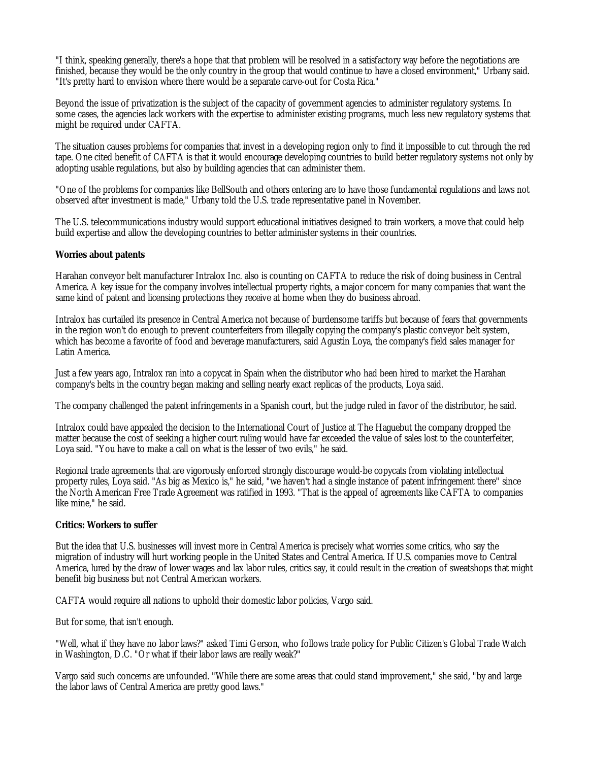"I think, speaking generally, there's a hope that that problem will be resolved in a satisfactory way before the negotiations are finished, because they would be the only country in the group that would continue to have a closed environment," Urbany said. "It's pretty hard to envision where there would be a separate carve-out for Costa Rica."

Beyond the issue of privatization is the subject of the capacity of government agencies to administer regulatory systems. In some cases, the agencies lack workers with the expertise to administer existing programs, much less new regulatory systems that might be required under CAFTA.

The situation causes problems for companies that invest in a developing region only to find it impossible to cut through the red tape. One cited benefit of CAFTA is that it would encourage developing countries to build better regulatory systems not only by adopting usable regulations, but also by building agencies that can administer them.

"One of the problems for companies like BellSouth and others entering are to have those fundamental regulations and laws not observed after investment is made," Urbany told the U.S. trade representative panel in November.

The U.S. telecommunications industry would support educational initiatives designed to train workers, a move that could help build expertise and allow the developing countries to better administer systems in their countries.

**Worries about patents**

Harahan conveyor belt manufacturer Intralox Inc. also is counting on CAFTA to reduce the risk of doing business in Central America. A key issue for the company involves intellectual property rights, a major concern for many companies that want the same kind of patent and licensing protections they receive at home when they do business abroad.

Intralox has curtailed its presence in Central America not because of burdensome tariffs but because of fears that governments in the region won't do enough to prevent counterfeiters from illegally copying the company's plastic conveyor belt system, which has become a favorite of food and beverage manufacturers, said Agustin Loya, the company's field sales manager for Latin America.

Just a few years ago, Intralox ran into a copycat in Spain when the distributor who had been hired to market the Harahan company's belts in the country began making and selling nearly exact replicas of the products, Loya said.

The company challenged the patent infringements in a Spanish court, but the judge ruled in favor of the distributor, he said.

Intralox could have appealed the decision to the International Court of Justice at The Haguebut the company dropped the matter because the cost of seeking a higher court ruling would have far exceeded the value of sales lost to the counterfeiter, Loya said. "You have to make a call on what is the lesser of two evils," he said.

Regional trade agreements that are vigorously enforced strongly discourage would-be copycats from violating intellectual property rules, Loya said. "As big as Mexico is," he said, "we haven't had a single instance of patent infringement there" since the North American Free Trade Agreement was ratified in 1993. "That is the appeal of agreements like CAFTA to companies like mine," he said.

**Critics: Workers to suffer**

But the idea that U.S. businesses will invest more in Central America is precisely what worries some critics, who say the migration of industry will hurt working people in the United States and Central America. If U.S. companies move to Central America, lured by the draw of lower wages and lax labor rules, critics say, it could result in the creation of sweatshops that might benefit big business but not Central American workers.

CAFTA would require all nations to uphold their domestic labor policies, Vargo said.

But for some, that isn't enough.

"Well, what if they have no labor laws?" asked Timi Gerson, who follows trade policy for Public Citizen's Global Trade Watch in Washington, D.C. "Or what if their labor laws are really weak?"

Vargo said such concerns are unfounded. "While there are some areas that could stand improvement," she said, "by and large the labor laws of Central America are pretty good laws."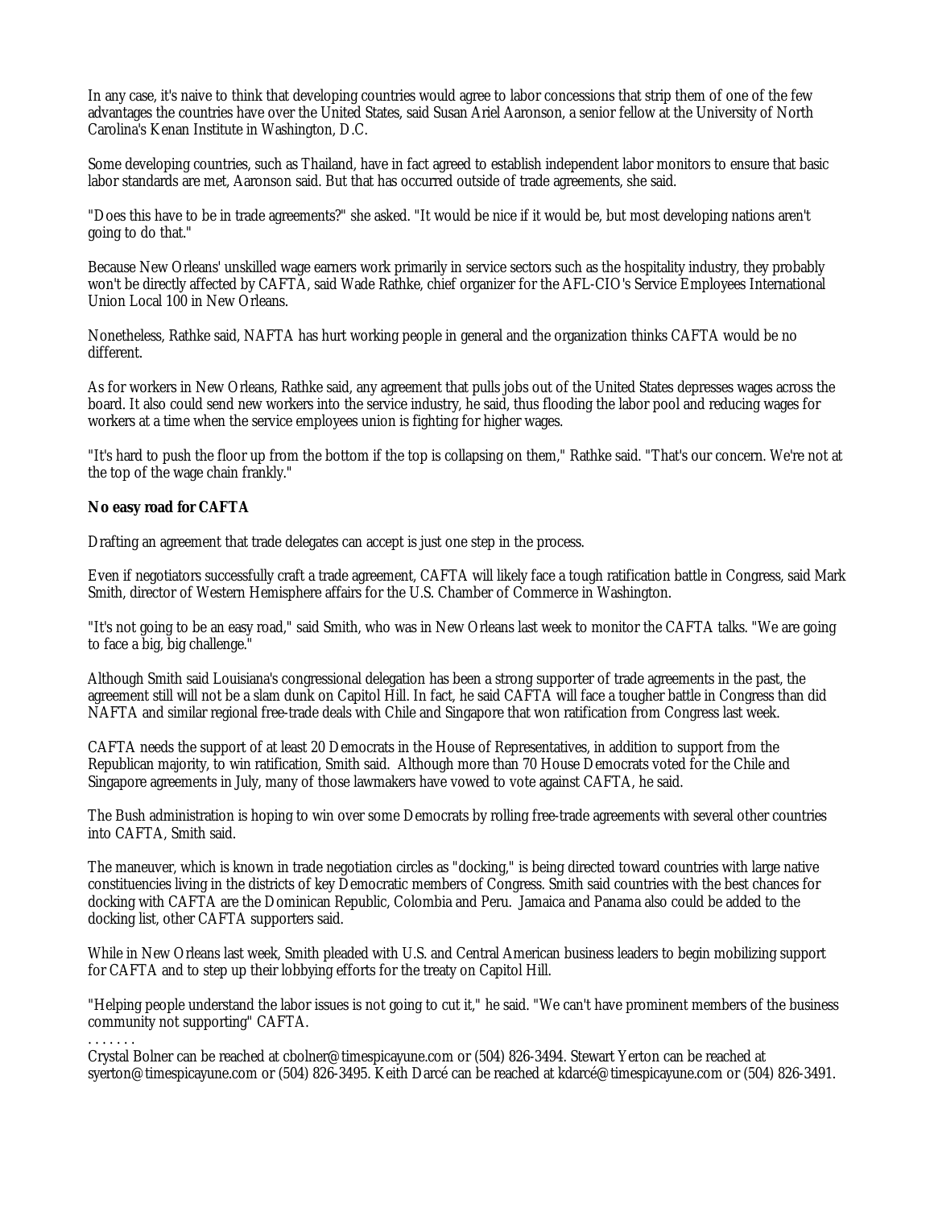In any case, it's naive to think that developing countries would agree to labor concessions that strip them of one of the few advantages the countries have over the United States, said Susan Ariel Aaronson, a senior fellow at the University of North Carolina's Kenan Institute in Washington, D.C.

Some developing countries, such as Thailand, have in fact agreed to establish independent labor monitors to ensure that basic labor standards are met, Aaronson said. But that has occurred outside of trade agreements, she said.

"Does this have to be in trade agreements?" she asked. "It would be nice if it would be, but most developing nations aren't going to do that."

Because New Orleans' unskilled wage earners work primarily in service sectors such as the hospitality industry, they probably won't be directly affected by CAFTA, said Wade Rathke, chief organizer for the AFL-CIO's Service Employees International Union Local 100 in New Orleans.

Nonetheless, Rathke said, NAFTA has hurt working people in general and the organization thinks CAFTA would be no different.

As for workers in New Orleans, Rathke said, any agreement that pulls jobs out of the United States depresses wages across the board. It also could send new workers into the service industry, he said, thus flooding the labor pool and reducing wages for workers at a time when the service employees union is fighting for higher wages.

"It's hard to push the floor up from the bottom if the top is collapsing on them," Rathke said. "That's our concern. We're not at the top of the wage chain frankly."

**No easy road for CAFTA**

Drafting an agreement that trade delegates can accept is just one step in the process.

Even if negotiators successfully craft a trade agreement, CAFTA will likely face a tough ratification battle in Congress, said Mark Smith, director of Western Hemisphere affairs for the U.S. Chamber of Commerce in Washington.

"It's not going to be an easy road," said Smith, who was in New Orleans last week to monitor the CAFTA talks. "We are going to face a big, big challenge."

Although Smith said Louisiana's congressional delegation has been a strong supporter of trade agreements in the past, the agreement still will not be a slam dunk on Capitol Hill. In fact, he said CAFTA will face a tougher battle in Congress than did NAFTA and similar regional free-trade deals with Chile and Singapore that won ratification from Congress last week.

CAFTA needs the support of at least 20 Democrats in the House of Representatives, in addition to support from the Republican majority, to win ratification, Smith said. Although more than 70 House Democrats voted for the Chile and Singapore agreements in July, many of those lawmakers have vowed to vote against CAFTA, he said.

The Bush administration is hoping to win over some Democrats by rolling free-trade agreements with several other countries into CAFTA, Smith said.

The maneuver, which is known in trade negotiation circles as "docking," is being directed toward countries with large native constituencies living in the districts of key Democratic members of Congress. Smith said countries with the best chances for docking with CAFTA are the Dominican Republic, Colombia and Peru. Jamaica and Panama also could be added to the docking list, other CAFTA supporters said.

While in New Orleans last week, Smith pleaded with U.S. and Central American business leaders to begin mobilizing support for CAFTA and to step up their lobbying efforts for the treaty on Capitol Hill.

"Helping people understand the labor issues is not going to cut it," he said. "We can't have prominent members of the business community not supporting" CAFTA.

. . . . . . .

Crystal Bolner can be reached at cbolner@timespicayune.com or (504) 826-3494. Stewart Yerton can be reached at syerton@timespicayune.com or (504) 826-3495. Keith Darcé can be reached at kdarcé@timespicayune.com or (504) 826-3491.